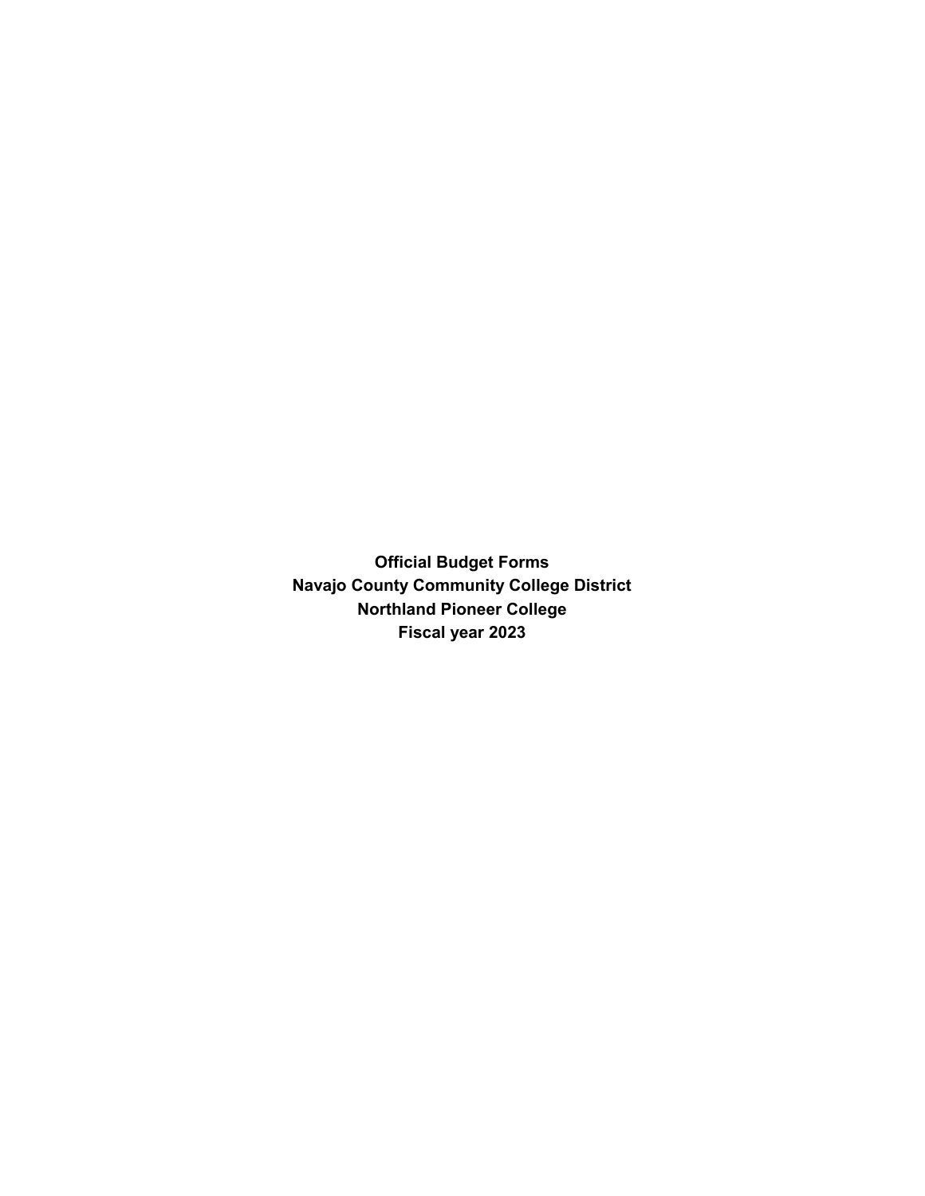# Official Budget Forms

# Navajo County Community College District

# Northland Pioneer College

# Fiscal year 2023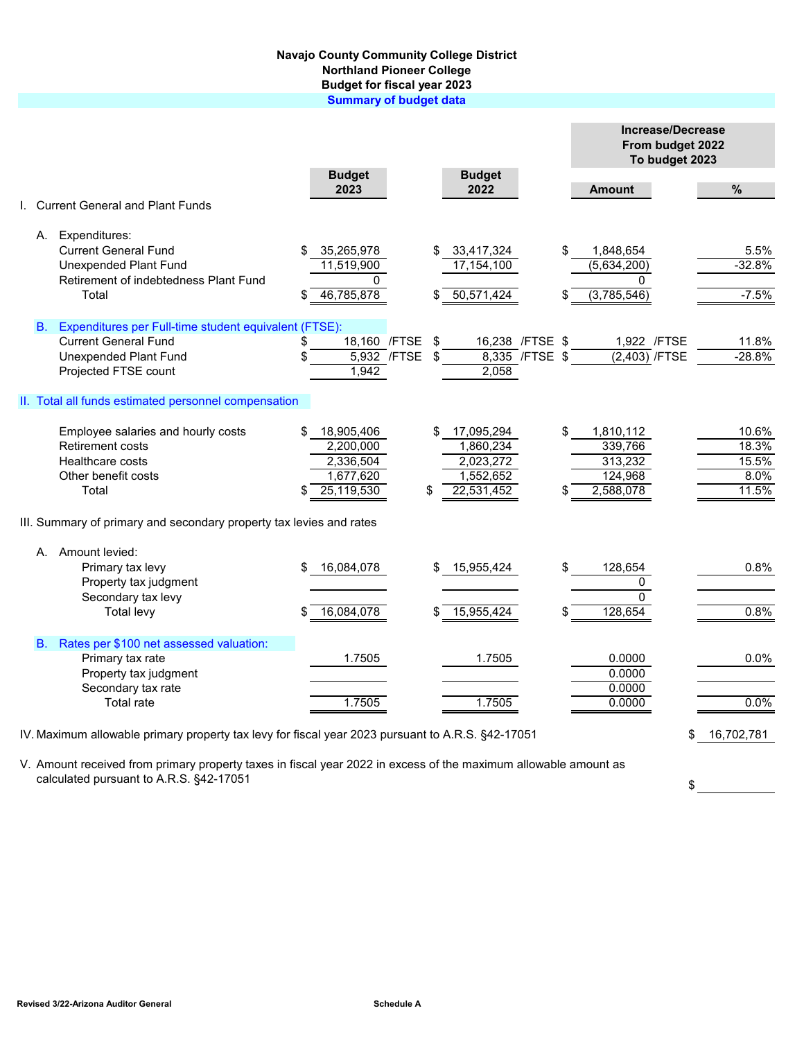# Navajo County Community College District
## Northland Pioneer College
### Budget for fiscal year 2023
### Summary of budget data

| | Budget 2023 | Budget 2022 | Increase/Decrease From budget 2022 To budget 2023 Amount | % |
|---|---|---|---|---|
| **I. Current General and Plant Funds** | | | | |
| A. Expenditures: | | | | |
| Current General Fund | $ 35,265,978 | $ 33,417,324 | $ 1,848,654 | 5.5% |
| Unexpended Plant Fund | 11,519,900 | 17,154,100 | (5,634,200) | -32.8% |
| Retirement of indebtedness Plant Fund | 0 | | 0 | |
| Total | $ 46,785,878 | $ 50,571,424 | $ (3,785,546) | -7.5% |
| B. Expenditures per Full-time student equivalent (FTSE): | | | | |
| Current General Fund | $ 18,160 /FTSE | $ 16,238 /FTSE | $ 1,922 /FTSE | 11.8% |
| Unexpended Plant Fund | $ 5,932 /FTSE | $ 8,335 /FTSE | $ (2,403) /FTSE | -28.8% |
| Projected FTSE count | 1,942 | 2,058 | | |
| **II. Total all funds estimated personnel compensation** | | | | |
| Employee salaries and hourly costs | $ 18,905,406 | $ 17,095,294 | $ 1,810,112 | 10.6% |
| Retirement costs | 2,200,000 | 1,860,234 | 339,766 | 18.3% |
| Healthcare costs | 2,336,504 | 2,023,272 | 313,232 | 15.5% |
| Other benefit costs | 1,677,620 | 1,552,652 | 124,968 | 8.0% |
| Total | $ 25,119,530 | $ 22,531,452 | $ 2,588,078 | 11.5% |
| **III. Summary of primary and secondary property tax levies and rates** | | | | |
| A. Amount levied: | | | | |
| Primary tax levy | $ 16,084,078 | $ 15,955,424 | $ 128,654 | 0.8% |
| Property tax judgment | | | 0 | |
| Secondary tax levy | | | 0 | |
| Total levy | $ 16,084,078 | $ 15,955,424 | $ 128,654 | 0.8% |
| B. Rates per $100 net assessed valuation: | | | | |
| Primary tax rate | 1.7505 | 1.7505 | 0.0000 | 0.0% |
| Property tax judgment | | | 0.0000 | |
| Secondary tax rate | | | 0.0000 | |
| Total rate | 1.7505 | 1.7505 | 0.0000 | 0.0% |

IV. Maximum allowable primary property tax levy for fiscal year 2023 pursuant to A.R.S. §42-17051 $ 16,702,781

V. Amount received from primary property taxes in fiscal year 2022 in excess of the maximum allowable amount as calculated pursuant to A.R.S. §42-17051 $

Revised 3/22-Arizona Auditor General

Schedule A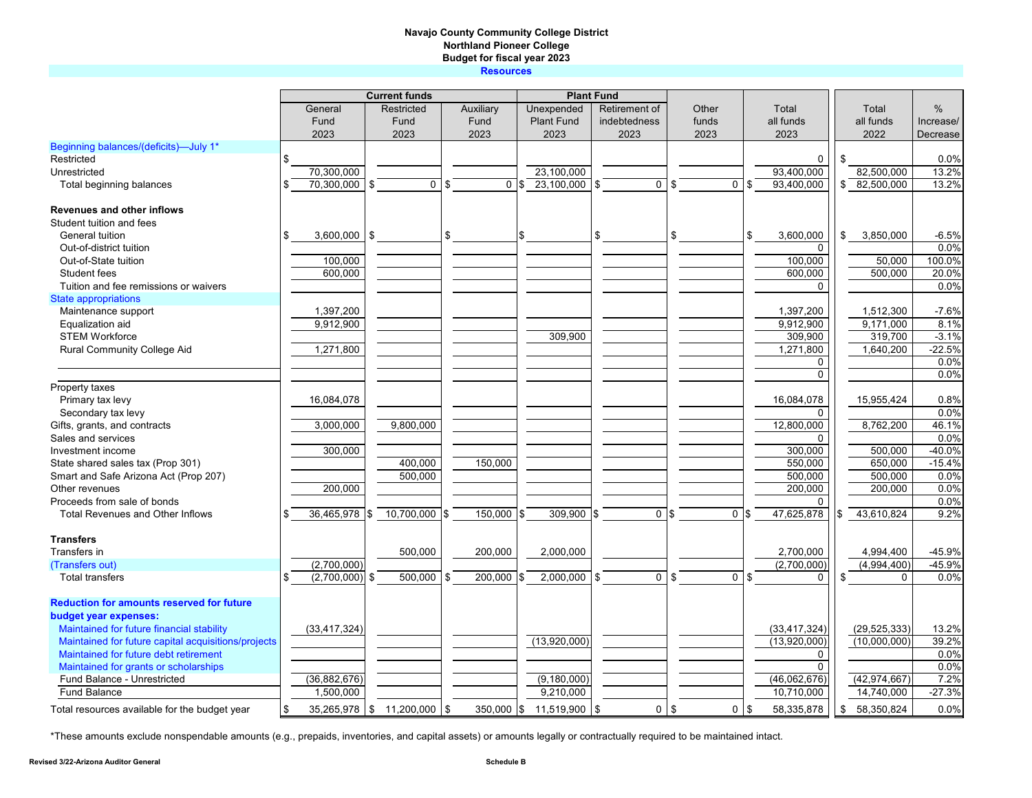**Navajo County Community College District**
**Northland Pioneer College**
**Budget for fiscal year 2023**
**Resources**

| | Current funds | | | Plant Fund | | | | | |
|---|---|---|---|---|---|---|---|---|---|
| | General Fund 2023 | Restricted Fund 2023 | Auxiliary Fund 2023 | Unexpended Plant Fund 2023 | Retirement of indebtedness 2023 | Other funds 2023 | Total all funds 2023 | Total all funds 2022 | % Increase/ Decrease |
| Beginning balances/(deficits)—July 1* | | | | | | | | | |
| Restricted | $ | | | | | | 0 | $ | 0.0% |
| Unrestricted | 70,300,000 | | | 23,100,000 | | | 93,400,000 | 82,500,000 | 13.2% |
| Total beginning balances | $ 70,300,000 | $ 0 | $ 0 | $ 23,100,000 | $ 0 | $ 0 | $ 93,400,000 | $ 82,500,000 | 13.2% |
| **Revenues and other inflows** | | | | | | | | | |
| Student tuition and fees | | | | | | | | | |
| General tuition | $ 3,600,000 | $ | $ | $ | $ | $ | $ 3,600,000 | $ 3,850,000 | -6.5% |
| Out-of-district tuition | | | | | | | 0 | | 0.0% |
| Out-of-State tuition | 100,000 | | | | | | 100,000 | 50,000 | 100.0% |
| Student fees | 600,000 | | | | | | 600,000 | 500,000 | 20.0% |
| Tuition and fee remissions or waivers | | | | | | | 0 | | 0.0% |
| State appropriations | | | | | | | | | |
| Maintenance support | 1,397,200 | | | | | | 1,397,200 | 1,512,300 | -7.6% |
| Equalization aid | 9,912,900 | | | | | | 9,912,900 | 9,171,000 | 8.1% |
| STEM Workforce | | | | 309,900 | | | 309,900 | 319,700 | -3.1% |
| Rural Community College Aid | 1,271,800 | | | | | | 1,271,800 | 1,640,200 | -22.5% |
| | | | | | | | 0 | | 0.0% |
| | | | | | | | 0 | | 0.0% |
| Property taxes | | | | | | | | | |
| Primary tax levy | 16,084,078 | | | | | | 16,084,078 | 15,955,424 | 0.8% |
| Secondary tax levy | | | | | | | 0 | | 0.0% |
| Gifts, grants, and contracts | 3,000,000 | 9,800,000 | | | | | 12,800,000 | 8,762,200 | 46.1% |
| Sales and services | | | | | | | 0 | | 0.0% |
| Investment income | 300,000 | | | | | | 300,000 | 500,000 | -40.0% |
| State shared sales tax (Prop 301) | | 400,000 | 150,000 | | | | 550,000 | 650,000 | -15.4% |
| Smart and Safe Arizona Act (Prop 207) | | 500,000 | | | | | 500,000 | 500,000 | 0.0% |
| Other revenues | 200,000 | | | | | | 200,000 | 200,000 | 0.0% |
| Proceeds from sale of bonds | | | | | | | 0 | | 0.0% |
| Total Revenues and Other Inflows | $ 36,465,978 | $ 10,700,000 | $ 150,000 | $ 309,900 | $ 0 | $ 0 | $ 47,625,878 | $ 43,610,824 | 9.2% |
| **Transfers** | | | | | | | | | |
| Transfers in | | 500,000 | 200,000 | 2,000,000 | | | 2,700,000 | 4,994,400 | -45.9% |
| (Transfers out) | (2,700,000) | | | | | | (2,700,000) | (4,994,400) | -45.9% |
| Total transfers | $ (2,700,000) | $ 500,000 | $ 200,000 | $ 2,000,000 | $ 0 | $ 0 | $ 0 | $ 0 | 0.0% |
| **Reduction for amounts reserved for future budget year expenses:** | | | | | | | | | |
| Maintained for future financial stability | (33,417,324) | | | | | | (33,417,324) | (29,525,333) | 13.2% |
| Maintained for future capital acquisitions/projects | | | | (13,920,000) | | | (13,920,000) | (10,000,000) | 39.2% |
| Maintained for future debt retirement | | | | | | | 0 | | 0.0% |
| Maintained for grants or scholarships | | | | | | | 0 | | 0.0% |
| Fund Balance - Unrestricted | (36,882,676) | | | (9,180,000) | | | (46,062,676) | (42,974,667) | 7.2% |
| Fund Balance | 1,500,000 | | | 9,210,000 | | | 10,710,000 | 14,740,000 | -27.3% |
| Total resources available for the budget year | $ 35,265,978 | $ 11,200,000 | $ 350,000 | $ 11,519,900 | $ 0 | $ 0 | $ 58,335,878 | $ 58,350,824 | 0.0% |

*These amounts exclude nonspendable amounts (e.g., prepaids, inventories, and capital assets) or amounts legally or contractually required to be maintained intact.

Revised 3/22-Arizona Auditor General

Schedule B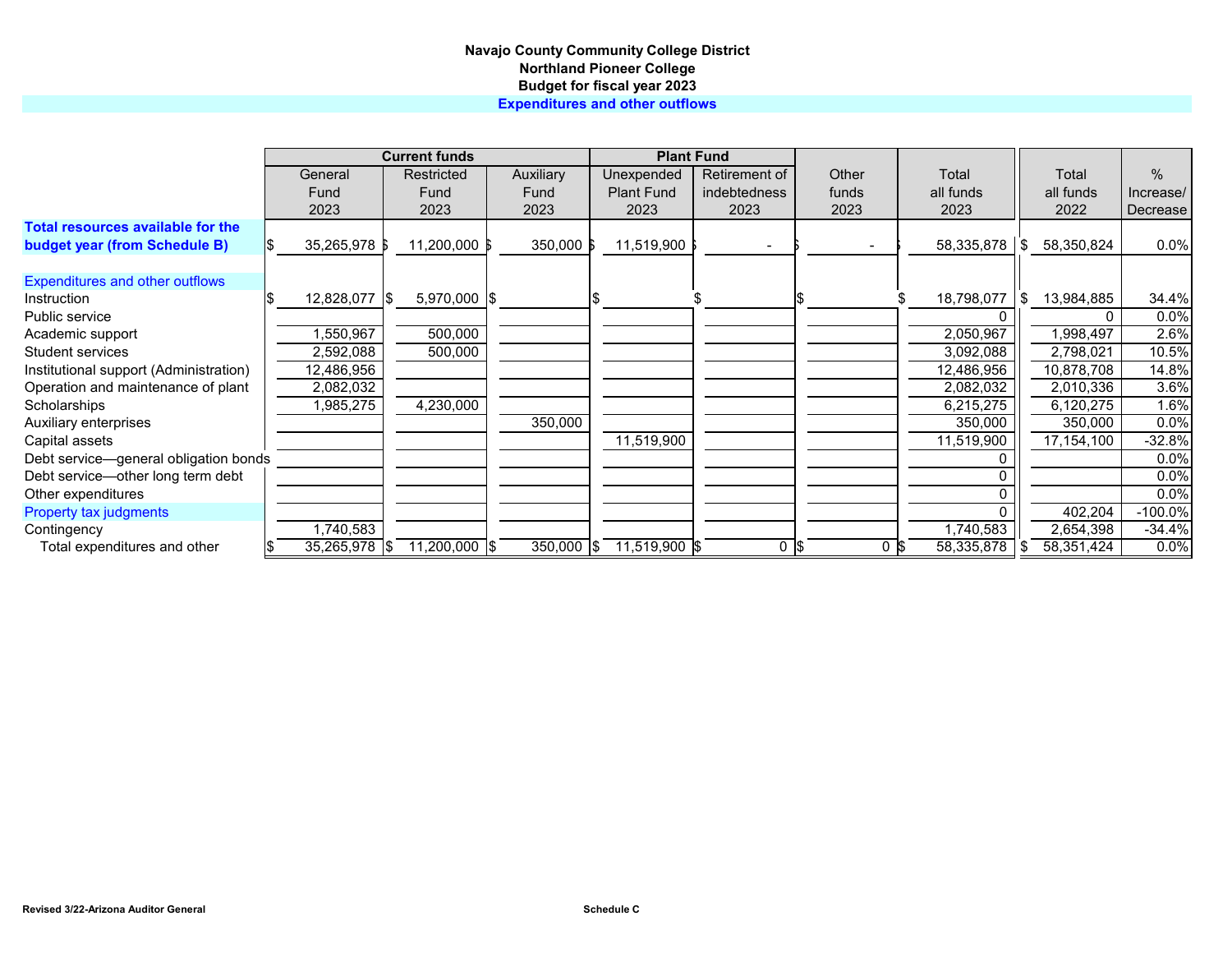**Navajo County Community College District**
**Northland Pioneer College**
**Budget for fiscal year 2023**
**Expenditures and other outflows**

| | Current funds | | | Plant Fund | | | | | |
|---|---|---|---|---|---|---|---|---|---|
| | General Fund 2023 | Restricted Fund 2023 | Auxiliary Fund 2023 | Unexpended Plant Fund 2023 | Retirement of indebtedness 2023 | Other funds 2023 | Total all funds 2023 | Total all funds 2022 | % Increase/ Decrease |
| **Total resources available for the budget year (from Schedule B)** | $ 35,265,978 | $ 11,200,000 | $ 350,000 | $ 11,519,900 | $ - | $ - | $ 58,335,878 | $ 58,350,824 | 0.0% |
| Expenditures and other outflows | | | | | | | | | |
| Instruction | $ 12,828,077 | $ 5,970,000 | $ | $ | $ | $ | $ 18,798,077 | $ 13,984,885 | 34.4% |
| Public service | | | | | | | 0 | 0 | 0.0% |
| Academic support | 1,550,967 | 500,000 | | | | | 2,050,967 | 1,998,497 | 2.6% |
| Student services | 2,592,088 | 500,000 | | | | | 3,092,088 | 2,798,021 | 10.5% |
| Institutional support (Administration) | 12,486,956 | | | | | | 12,486,956 | 10,878,708 | 14.8% |
| Operation and maintenance of plant | 2,082,032 | | | | | | 2,082,032 | 2,010,336 | 3.6% |
| Scholarships | 1,985,275 | 4,230,000 | | | | | 6,215,275 | 6,120,275 | 1.6% |
| Auxiliary enterprises | | | 350,000 | | | | 350,000 | 350,000 | 0.0% |
| Capital assets | | | | 11,519,900 | | | 11,519,900 | 17,154,100 | -32.8% |
| Debt service—general obligation bonds | | | | | | | 0 | | 0.0% |
| Debt service—other long term debt | | | | | | | 0 | | 0.0% |
| Other expenditures | | | | | | | 0 | | 0.0% |
| Property tax judgments | | | | | | | 0 | 402,204 | -100.0% |
| Contingency | 1,740,583 | | | | | | 1,740,583 | 2,654,398 | -34.4% |
| Total expenditures and other | $ 35,265,978 | $ 11,200,000 | $ 350,000 | $ 11,519,900 | $ 0 | $ 0 | $ 58,335,878 | $ 58,351,424 | 0.0% |

Revised 3/22-Arizona Auditor General

Schedule C